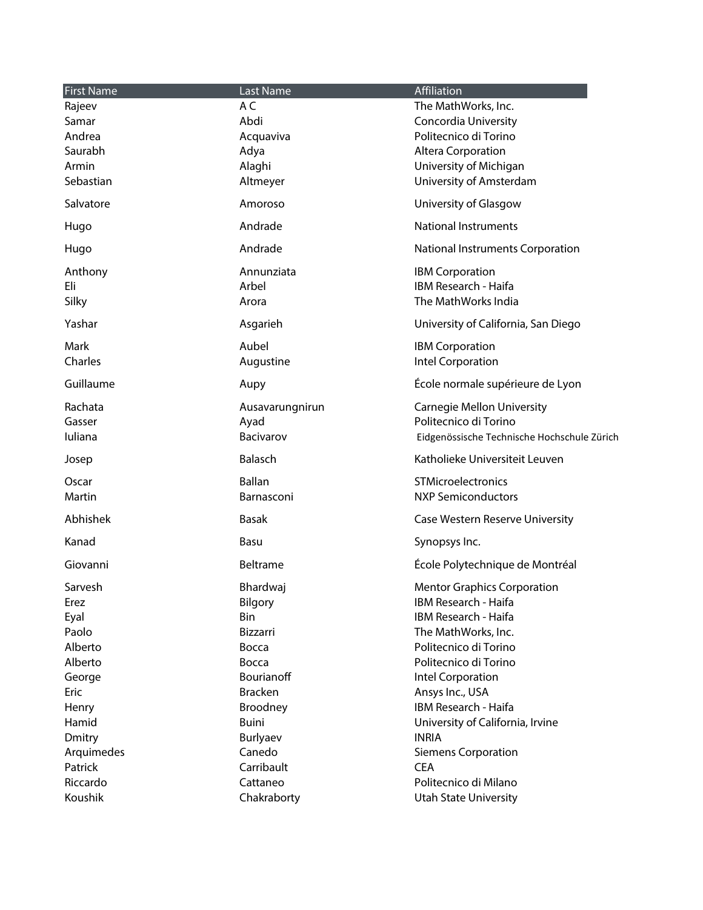| First Name | Last Name | Affiliation |
| --- | --- | --- |
| Rajeev | A C | The MathWorks, Inc. |
| Samar | Abdi | Concordia University |
| Andrea | Acquaviva | Politecnico di Torino |
| Saurabh | Adya | Altera Corporation |
| Armin | Alaghi | University of Michigan |
| Sebastian | Altmeyer | University of Amsterdam |
| Salvatore | Amoroso | University of Glasgow |
| Hugo | Andrade | National Instruments |
| Hugo | Andrade | National Instruments Corporation |
| Anthony | Annunziata | IBM Corporation |
| Eli | Arbel | IBM Research - Haifa |
| Silky | Arora | The MathWorks India |
| Yashar | Asgarieh | University of California, San Diego |
| Mark | Aubel | IBM Corporation |
| Charles | Augustine | Intel Corporation |
| Guillaume | Aupy | École normale supérieure de Lyon |
| Rachata | Ausavarungnirun | Carnegie Mellon University |
| Gasser | Ayad | Politecnico di Torino |
| Iuliana | Bacivarov | Eidgenössische Technische Hochschule Zürich |
| Josep | Balasch | Katholieke Universiteit Leuven |
| Oscar | Ballan | STMicroelectronics |
| Martin | Barnasconi | NXP Semiconductors |
| Abhishek | Basak | Case Western Reserve University |
| Kanad | Basu | Synopsys Inc. |
| Giovanni | Beltrame | École Polytechnique de Montréal |
| Sarvesh | Bhardwaj | Mentor Graphics Corporation |
| Erez | Bilgory | IBM Research - Haifa |
| Eyal | Bin | IBM Research - Haifa |
| Paolo | Bizzarri | The MathWorks, Inc. |
| Alberto | Bocca | Politecnico di Torino |
| Alberto | Bocca | Politecnico di Torino |
| George | Bourianoff | Intel Corporation |
| Eric | Bracken | Ansys Inc., USA |
| Henry | Broodney | IBM Research - Haifa |
| Hamid | Buini | University of California, Irvine |
| Dmitry | Burlyaev | INRIA |
| Arquimedes | Canedo | Siemens Corporation |
| Patrick | Carribault | CEA |
| Riccardo | Cattaneo | Politecnico di Milano |
| Koushik | Chakraborty | Utah State University |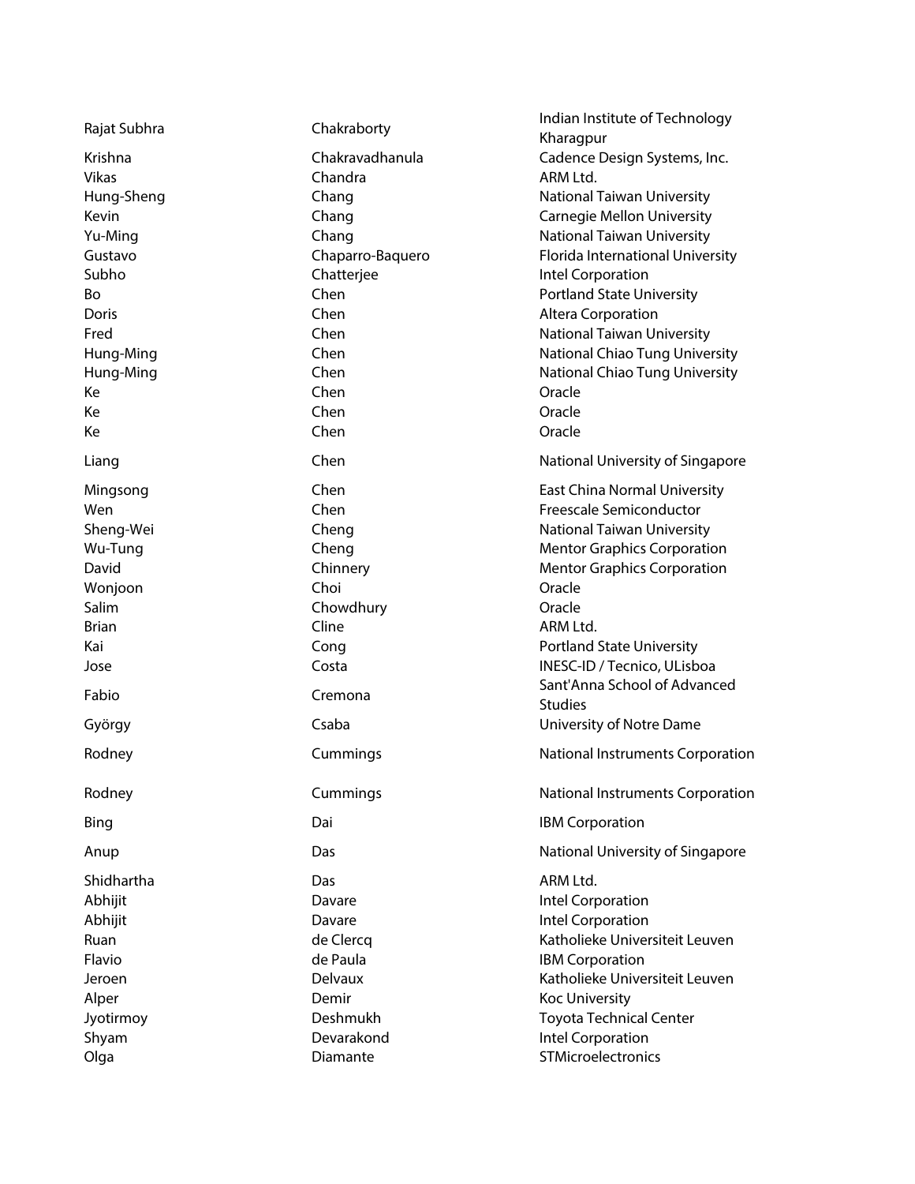| | | |
|---|---|---|
| Rajat Subhra | Chakraborty | Indian Institute of Technology Kharagpur |
| Krishna | Chakravadhanula | Cadence Design Systems, Inc. |
| Vikas | Chandra | ARM Ltd. |
| Hung-Sheng | Chang | National Taiwan University |
| Kevin | Chang | Carnegie Mellon University |
| Yu-Ming | Chang | National Taiwan University |
| Gustavo | Chaparro-Baquero | Florida International University |
| Subho | Chatterjee | Intel Corporation |
| Bo | Chen | Portland State University |
| Doris | Chen | Altera Corporation |
| Fred | Chen | National Taiwan University |
| Hung-Ming | Chen | National Chiao Tung University |
| Hung-Ming | Chen | National Chiao Tung University |
| Ke | Chen | Oracle |
| Ke | Chen | Oracle |
| Ke | Chen | Oracle |
| Liang | Chen | National University of Singapore |
| Mingsong | Chen | East China Normal University |
| Wen | Chen | Freescale Semiconductor |
| Sheng-Wei | Cheng | National Taiwan University |
| Wu-Tung | Cheng | Mentor Graphics Corporation |
| David | Chinnery | Mentor Graphics Corporation |
| Wonjoon | Choi | Oracle |
| Salim | Chowdhury | Oracle |
| Brian | Cline | ARM Ltd. |
| Kai | Cong | Portland State University |
| Jose | Costa | INESC-ID / Tecnico, ULisboa |
| Fabio | Cremona | Sant'Anna School of Advanced Studies |
| György | Csaba | University of Notre Dame |
| Rodney | Cummings | National Instruments Corporation |
| Rodney | Cummings | National Instruments Corporation |
| Bing | Dai | IBM Corporation |
| Anup | Das | National University of Singapore |
| Shidhartha | Das | ARM Ltd. |
| Abhijit | Davare | Intel Corporation |
| Abhijit | Davare | Intel Corporation |
| Ruan | de Clercq | Katholieke Universiteit Leuven |
| Flavio | de Paula | IBM Corporation |
| Jeroen | Delvaux | Katholieke Universiteit Leuven |
| Alper | Demir | Koc University |
| Jyotirmoy | Deshmukh | Toyota Technical Center |
| Shyam | Devarakond | Intel Corporation |
| Olga | Diamante | STMicroelectronics |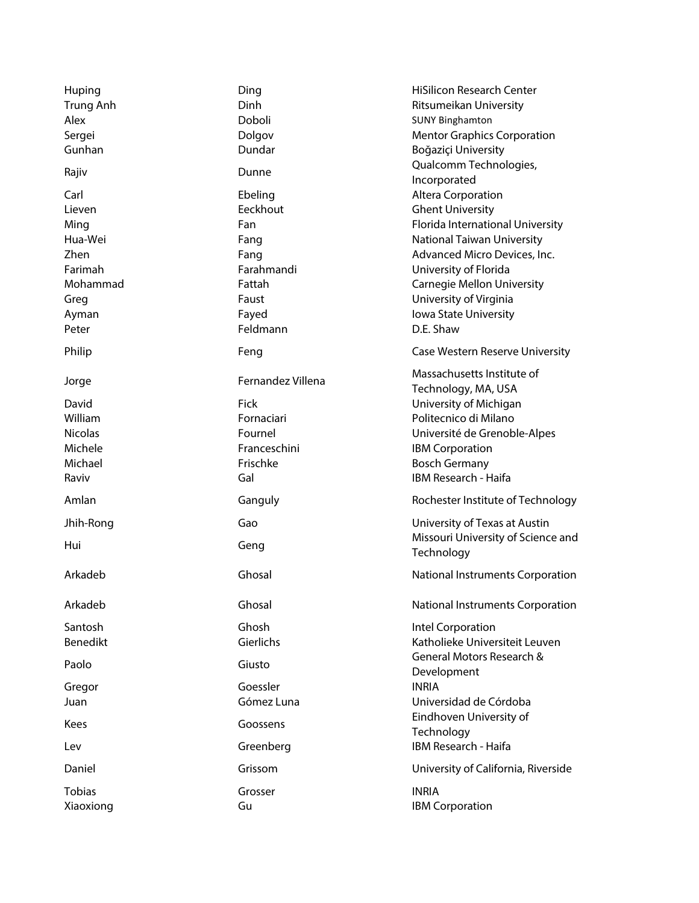| | | |
|---|---|---|
| Huping | Ding | HiSilicon Research Center |
| Trung Anh | Dinh | Ritsumeikan University |
| Alex | Doboli | SUNY Binghamton |
| Sergei | Dolgov | Mentor Graphics Corporation |
| Gunhan | Dundar | Boğaziçi University |
| Rajiv | Dunne | Qualcomm Technologies, Incorporated |
| Carl | Ebeling | Altera Corporation |
| Lieven | Eeckhout | Ghent University |
| Ming | Fan | Florida International University |
| Hua-Wei | Fang | National Taiwan University |
| Zhen | Fang | Advanced Micro Devices, Inc. |
| Farimah | Farahmandi | University of Florida |
| Mohammad | Fattah | Carnegie Mellon University |
| Greg | Faust | University of Virginia |
| Ayman | Fayed | Iowa State University |
| Peter | Feldmann | D.E. Shaw |
| Philip | Feng | Case Western Reserve University |
| Jorge | Fernandez Villena | Massachusetts Institute of Technology, MA, USA |
| David | Fick | University of Michigan |
| William | Fornaciari | Politecnico di Milano |
| Nicolas | Fournel | Université de Grenoble-Alpes |
| Michele | Franceschini | IBM Corporation |
| Michael | Frischke | Bosch Germany |
| Raviv | Gal | IBM Research - Haifa |
| Amlan | Ganguly | Rochester Institute of Technology |
| Jhih-Rong | Gao | University of Texas at Austin |
| Hui | Geng | Missouri University of Science and Technology |
| Arkadeb | Ghosal | National Instruments Corporation |
| Arkadeb | Ghosal | National Instruments Corporation |
| Santosh | Ghosh | Intel Corporation |
| Benedikt | Gierlichs | Katholieke Universiteit Leuven |
| Paolo | Giusto | General Motors Research & Development |
| Gregor | Goessler | INRIA |
| Juan | Gómez Luna | Universidad de Córdoba |
| Kees | Goossens | Eindhoven University of Technology |
| Lev | Greenberg | IBM Research - Haifa |
| Daniel | Grissom | University of California, Riverside |
| Tobias | Grosser | INRIA |
| Xiaoxiong | Gu | IBM Corporation |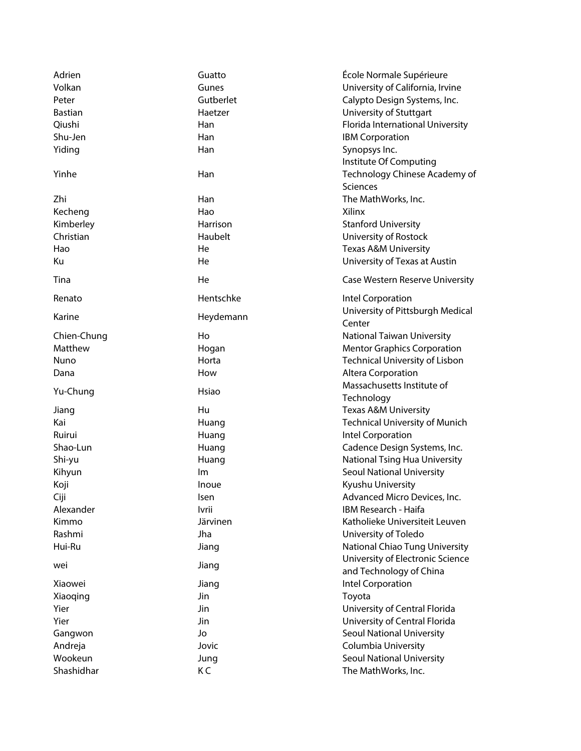| | | |
|---|---|---|
| Adrien | Guatto | École Normale Supérieure |
| Volkan | Gunes | University of California, Irvine |
| Peter | Gutberlet | Calypto Design Systems, Inc. |
| Bastian | Haetzer | University of Stuttgart |
| Qiushi | Han | Florida International University |
| Shu-Jen | Han | IBM Corporation |
| Yiding | Han | Synopsys Inc. |
| Yinhe | Han | Institute Of Computing Technology Chinese Academy of Sciences |
| Zhi | Han | The MathWorks, Inc. |
| Kecheng | Hao | Xilinx |
| Kimberley | Harrison | Stanford University |
| Christian | Haubelt | University of Rostock |
| Hao | He | Texas A&M University |
| Ku | He | University of Texas at Austin |
| Tina | He | Case Western Reserve University |
| Renato | Hentschke | Intel Corporation |
| Karine | Heydemann | University of Pittsburgh Medical Center |
| Chien-Chung | Ho | National Taiwan University |
| Matthew | Hogan | Mentor Graphics Corporation |
| Nuno | Horta | Technical University of Lisbon |
| Dana | How | Altera Corporation |
| Yu-Chung | Hsiao | Massachusetts Institute of Technology |
| Jiang | Hu | Texas A&M University |
| Kai | Huang | Technical University of Munich |
| Ruirui | Huang | Intel Corporation |
| Shao-Lun | Huang | Cadence Design Systems, Inc. |
| Shi-yu | Huang | National Tsing Hua University |
| Kihyun | Im | Seoul National University |
| Koji | Inoue | Kyushu University |
| Ciji | Isen | Advanced Micro Devices, Inc. |
| Alexander | Ivrii | IBM Research - Haifa |
| Kimmo | Järvinen | Katholieke Universiteit Leuven |
| Rashmi | Jha | University of Toledo |
| Hui-Ru | Jiang | National Chiao Tung University |
| wei | Jiang | University of Electronic Science and Technology of China |
| Xiaowei | Jiang | Intel Corporation |
| Xiaoqing | Jin | Toyota |
| Yier | Jin | University of Central Florida |
| Yier | Jin | University of Central Florida |
| Gangwon | Jo | Seoul National University |
| Andreja | Jovic | Columbia University |
| Wookeun | Jung | Seoul National University |
| Shashidhar | K C | The MathWorks, Inc. |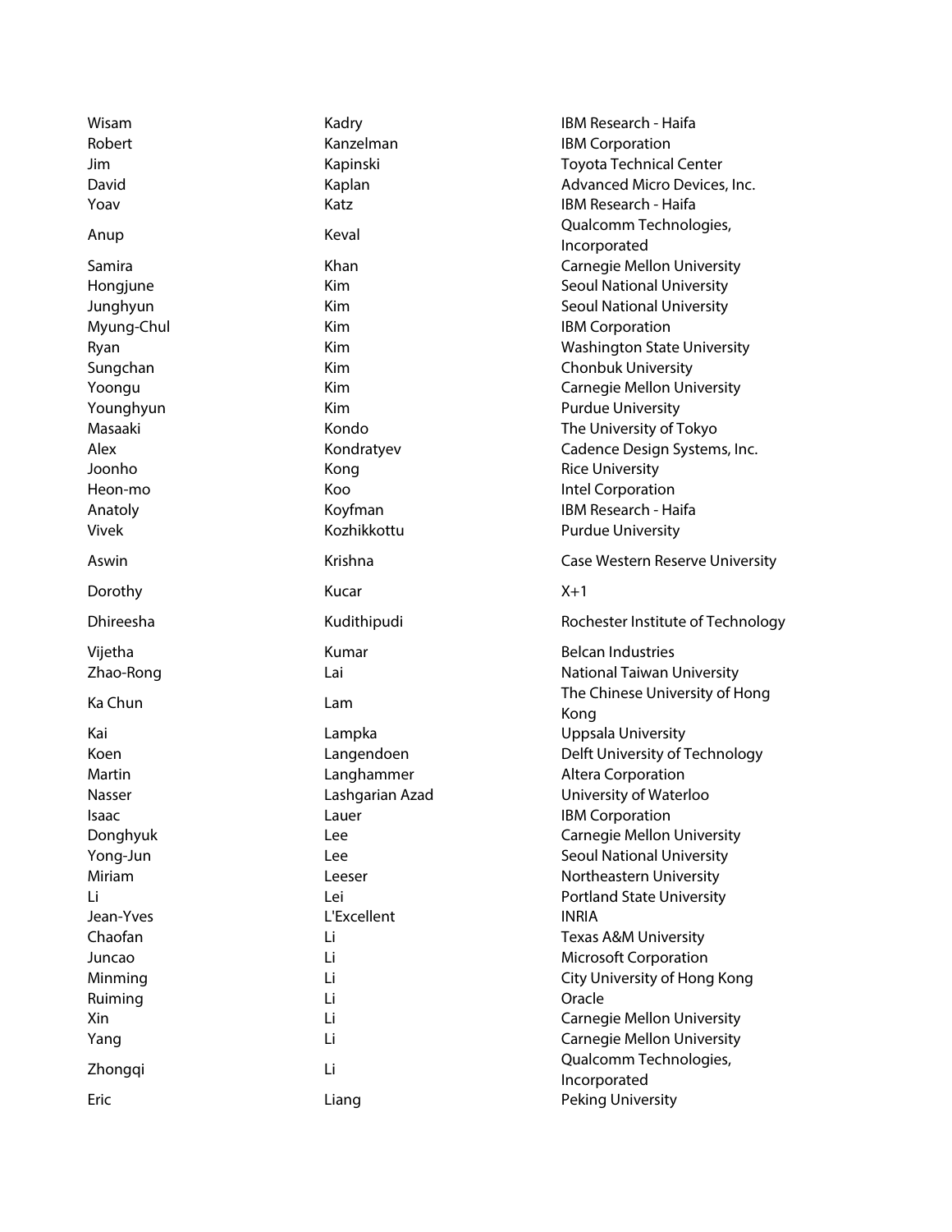| | | |
|---|---|---|
| Wisam | Kadry | IBM Research - Haifa |
| Robert | Kanzelman | IBM Corporation |
| Jim | Kapinski | Toyota Technical Center |
| David | Kaplan | Advanced Micro Devices, Inc. |
| Yoav | Katz | IBM Research - Haifa |
| Anup | Keval | Qualcomm Technologies, Incorporated |
| Samira | Khan | Carnegie Mellon University |
| Hongjune | Kim | Seoul National University |
| Junghyun | Kim | Seoul National University |
| Myung-Chul | Kim | IBM Corporation |
| Ryan | Kim | Washington State University |
| Sungchan | Kim | Chonbuk University |
| Yoongu | Kim | Carnegie Mellon University |
| Younghyun | Kim | Purdue University |
| Masaaki | Kondo | The University of Tokyo |
| Alex | Kondratyev | Cadence Design Systems, Inc. |
| Joonho | Kong | Rice University |
| Heon-mo | Koo | Intel Corporation |
| Anatoly | Koyfman | IBM Research - Haifa |
| Vivek | Kozhikkottu | Purdue University |
| Aswin | Krishna | Case Western Reserve University |
| Dorothy | Kucar | X+1 |
| Dhireesha | Kudithipudi | Rochester Institute of Technology |
| Vijetha | Kumar | Belcan Industries |
| Zhao-Rong | Lai | National Taiwan University |
| Ka Chun | Lam | The Chinese University of Hong Kong |
| Kai | Lampka | Uppsala University |
| Koen | Langendoen | Delft University of Technology |
| Martin | Langhammer | Altera Corporation |
| Nasser | Lashgarian Azad | University of Waterloo |
| Isaac | Lauer | IBM Corporation |
| Donghyuk | Lee | Carnegie Mellon University |
| Yong-Jun | Lee | Seoul National University |
| Miriam | Leeser | Northeastern University |
| Li | Lei | Portland State University |
| Jean-Yves | L'Excellent | INRIA |
| Chaofan | Li | Texas A&M University |
| Juncao | Li | Microsoft Corporation |
| Minming | Li | City University of Hong Kong |
| Ruiming | Li | Oracle |
| Xin | Li | Carnegie Mellon University |
| Yang | Li | Carnegie Mellon University |
| Zhongqi | Li | Qualcomm Technologies, Incorporated |
| Eric | Liang | Peking University |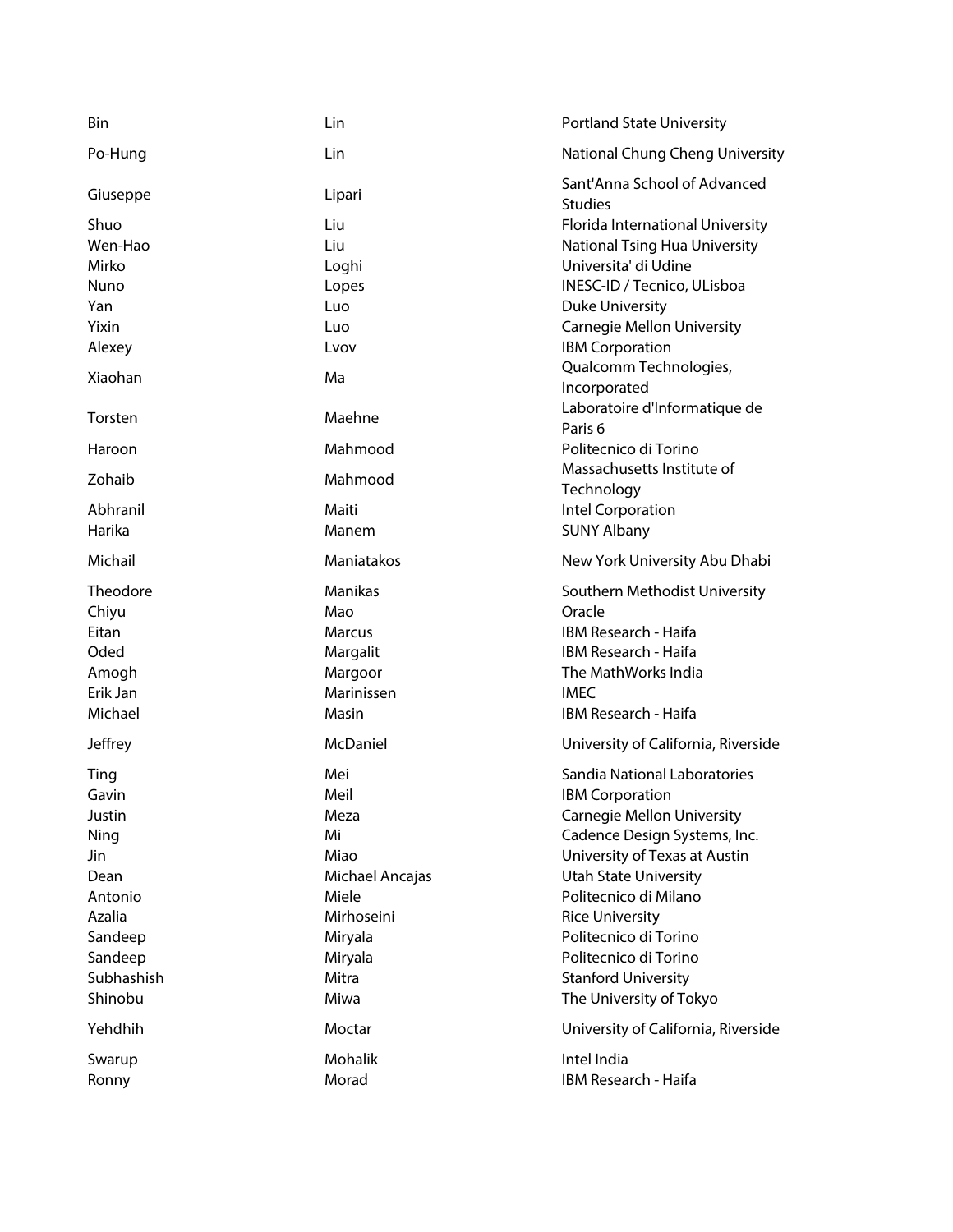| | | |
|---|---|---|
| Bin | Lin | Portland State University |
| Po-Hung | Lin | National Chung Cheng University |
| Giuseppe | Lipari | Sant'Anna School of Advanced Studies |
| Shuo | Liu | Florida International University |
| Wen-Hao | Liu | National Tsing Hua University |
| Mirko | Loghi | Universita' di Udine |
| Nuno | Lopes | INESC-ID / Tecnico, ULisboa |
| Yan | Luo | Duke University |
| Yixin | Luo | Carnegie Mellon University |
| Alexey | Lvov | IBM Corporation |
| Xiaohan | Ma | Qualcomm Technologies, Incorporated |
| Torsten | Maehne | Laboratoire d'Informatique de Paris 6 |
| Haroon | Mahmood | Politecnico di Torino |
| Zohaib | Mahmood | Massachusetts Institute of Technology |
| Abhranil | Maiti | Intel Corporation |
| Harika | Manem | SUNY Albany |
| Michail | Maniatakos | New York University Abu Dhabi |
| Theodore | Manikas | Southern Methodist University |
| Chiyu | Mao | Oracle |
| Eitan | Marcus | IBM Research - Haifa |
| Oded | Margalit | IBM Research - Haifa |
| Amogh | Margoor | The MathWorks India |
| Erik Jan | Marinissen | IMEC |
| Michael | Masin | IBM Research - Haifa |
| Jeffrey | McDaniel | University of California, Riverside |
| Ting | Mei | Sandia National Laboratories |
| Gavin | Meil | IBM Corporation |
| Justin | Meza | Carnegie Mellon University |
| Ning | Mi | Cadence Design Systems, Inc. |
| Jin | Miao | University of Texas at Austin |
| Dean | Michael Ancajas | Utah State University |
| Antonio | Miele | Politecnico di Milano |
| Azalia | Mirhoseini | Rice University |
| Sandeep | Miryala | Politecnico di Torino |
| Sandeep | Miryala | Politecnico di Torino |
| Subhashish | Mitra | Stanford University |
| Shinobu | Miwa | The University of Tokyo |
| Yehdhih | Moctar | University of California, Riverside |
| Swarup | Mohalik | Intel India |
| Ronny | Morad | IBM Research - Haifa |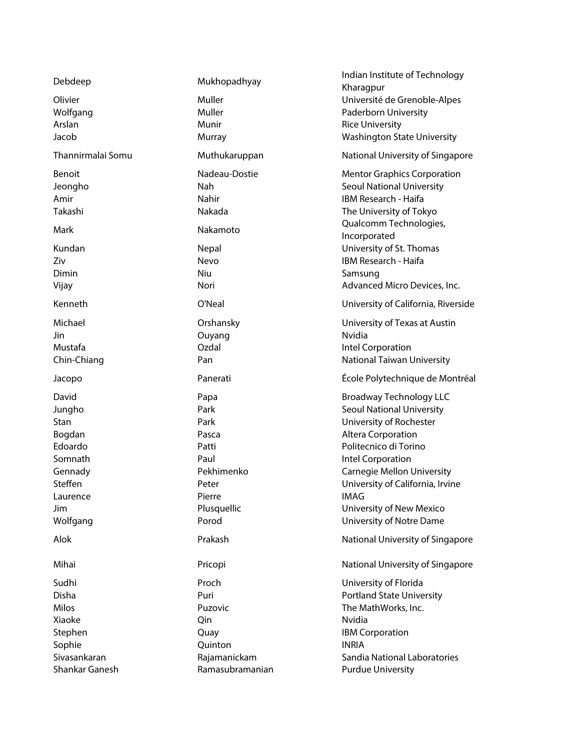| | | |
|---|---|---|
| Debdeep | Mukhopadhyay | Indian Institute of Technology Kharagpur |
| Olivier | Muller | Université de Grenoble-Alpes |
| Wolfgang | Muller | Paderborn University |
| Arslan | Munir | Rice University |
| Jacob | Murray | Washington State University |
| Thannirmalai Somu | Muthukaruppan | National University of Singapore |
| Benoit | Nadeau-Dostie | Mentor Graphics Corporation |
| Jeongho | Nah | Seoul National University |
| Amir | Nahir | IBM Research - Haifa |
| Takashi | Nakada | The University of Tokyo |
| Mark | Nakamoto | Qualcomm Technologies, Incorporated |
| Kundan | Nepal | University of St. Thomas |
| Ziv | Nevo | IBM Research - Haifa |
| Dimin | Niu | Samsung |
| Vijay | Nori | Advanced Micro Devices, Inc. |
| Kenneth | O'Neal | University of California, Riverside |
| Michael | Orshansky | University of Texas at Austin |
| Jin | Ouyang | Nvidia |
| Mustafa | Ozdal | Intel Corporation |
| Chin-Chiang | Pan | National Taiwan University |
| Jacopo | Panerati | École Polytechnique de Montréal |
| David | Papa | Broadway Technology LLC |
| Jungho | Park | Seoul National University |
| Stan | Park | University of Rochester |
| Bogdan | Pasca | Altera Corporation |
| Edoardo | Patti | Politecnico di Torino |
| Somnath | Paul | Intel Corporation |
| Gennady | Pekhimenko | Carnegie Mellon University |
| Steffen | Peter | University of California, Irvine |
| Laurence | Pierre | IMAG |
| Jim | Plusquellic | University of New Mexico |
| Wolfgang | Porod | University of Notre Dame |
| Alok | Prakash | National University of Singapore |
| Mihai | Pricopi | National University of Singapore |
| Sudhi | Proch | University of Florida |
| Disha | Puri | Portland State University |
| Milos | Puzovic | The MathWorks, Inc. |
| Xiaoke | Qin | Nvidia |
| Stephen | Quay | IBM Corporation |
| Sophie | Quinton | INRIA |
| Sivasankaran | Rajamanickam | Sandia National Laboratories |
| Shankar Ganesh | Ramasubramanian | Purdue University |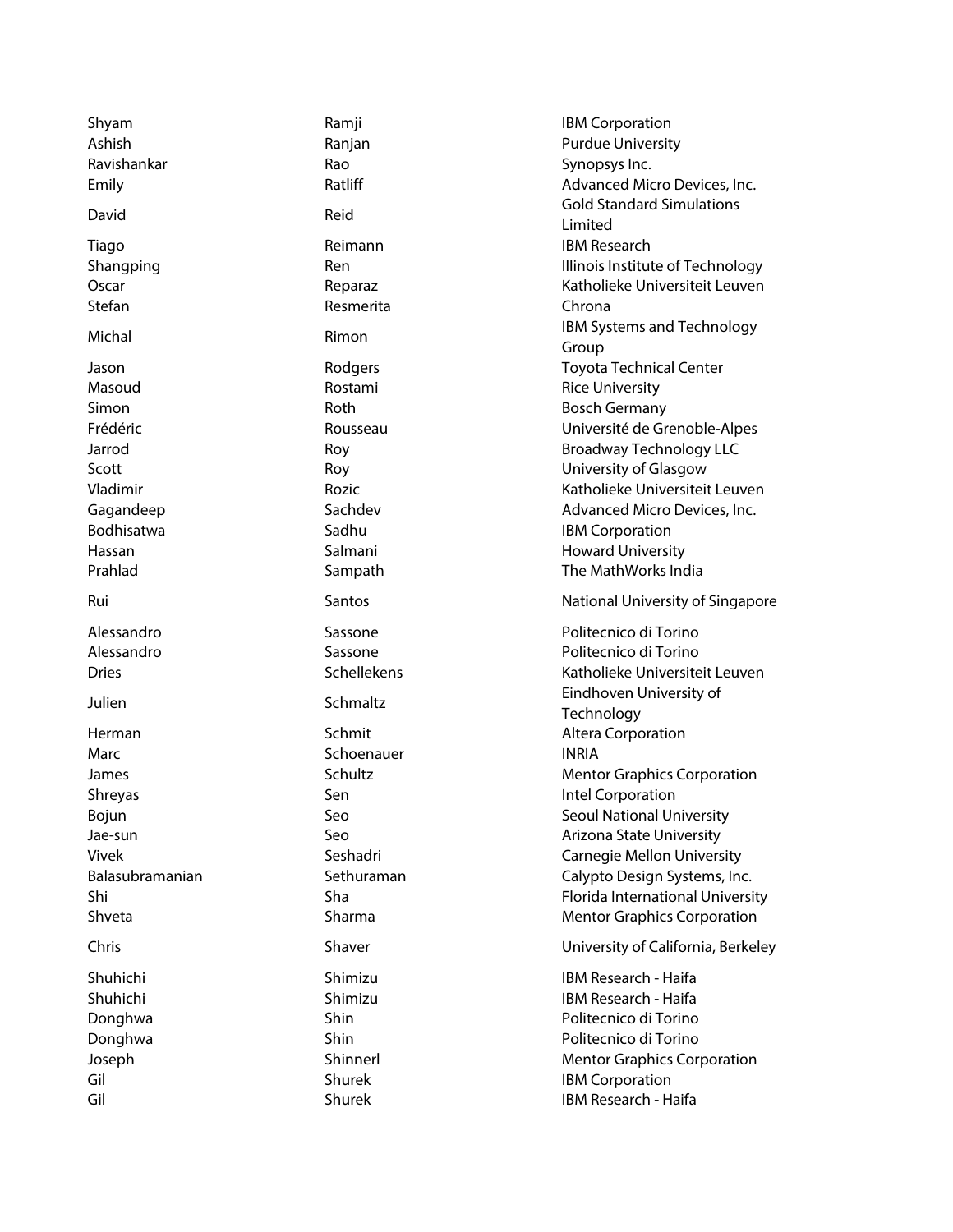| | | |
|---|---|---|
| Shyam | Ramji | IBM Corporation |
| Ashish | Ranjan | Purdue University |
| Ravishankar | Rao | Synopsys Inc. |
| Emily | Ratliff | Advanced Micro Devices, Inc. |
| David | Reid | Gold Standard Simulations Limited |
| Tiago | Reimann | IBM Research |
| Shangping | Ren | Illinois Institute of Technology |
| Oscar | Reparaz | Katholieke Universiteit Leuven |
| Stefan | Resmerita | Chrona |
| Michal | Rimon | IBM Systems and Technology Group |
| Jason | Rodgers | Toyota Technical Center |
| Masoud | Rostami | Rice University |
| Simon | Roth | Bosch Germany |
| Frédéric | Rousseau | Université de Grenoble-Alpes |
| Jarrod | Roy | Broadway Technology LLC |
| Scott | Roy | University of Glasgow |
| Vladimir | Rozic | Katholieke Universiteit Leuven |
| Gagandeep | Sachdev | Advanced Micro Devices, Inc. |
| Bodhisatwa | Sadhu | IBM Corporation |
| Hassan | Salmani | Howard University |
| Prahlad | Sampath | The MathWorks India |
| Rui | Santos | National University of Singapore |
| Alessandro | Sassone | Politecnico di Torino |
| Alessandro | Sassone | Politecnico di Torino |
| Dries | Schellekens | Katholieke Universiteit Leuven |
| Julien | Schmaltz | Eindhoven University of Technology |
| Herman | Schmit | Altera Corporation |
| Marc | Schoenauer | INRIA |
| James | Schultz | Mentor Graphics Corporation |
| Shreyas | Sen | Intel Corporation |
| Bojun | Seo | Seoul National University |
| Jae-sun | Seo | Arizona State University |
| Vivek | Seshadri | Carnegie Mellon University |
| Balasubramanian | Sethuraman | Calypto Design Systems, Inc. |
| Shi | Sha | Florida International University |
| Shveta | Sharma | Mentor Graphics Corporation |
| Chris | Shaver | University of California, Berkeley |
| Shuhichi | Shimizu | IBM Research - Haifa |
| Shuhichi | Shimizu | IBM Research - Haifa |
| Donghwa | Shin | Politecnico di Torino |
| Donghwa | Shin | Politecnico di Torino |
| Joseph | Shinnerl | Mentor Graphics Corporation |
| Gil | Shurek | IBM Corporation |
| Gil | Shurek | IBM Research - Haifa |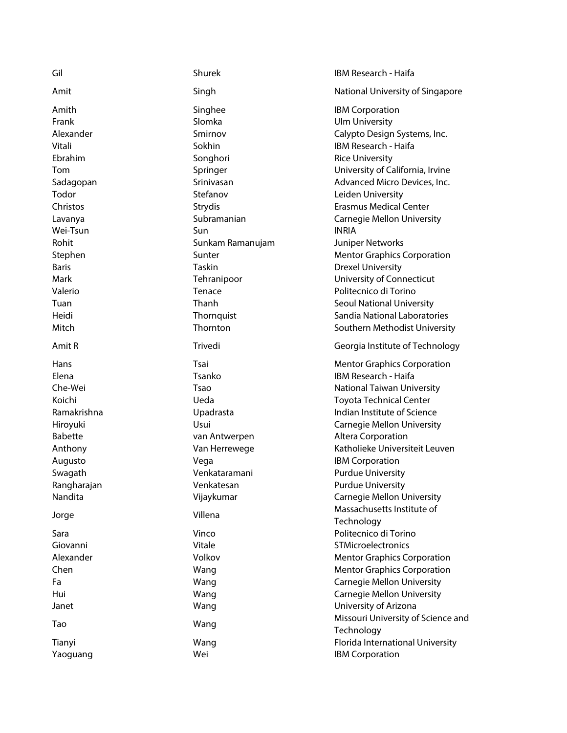| | | |
|---|---|---|
| Gil | Shurek | IBM Research - Haifa |
| Amit | Singh | National University of Singapore |
| Amith | Singhee | IBM Corporation |
| Frank | Slomka | Ulm University |
| Alexander | Smirnov | Calypto Design Systems, Inc. |
| Vitali | Sokhin | IBM Research - Haifa |
| Ebrahim | Songhori | Rice University |
| Tom | Springer | University of California, Irvine |
| Sadagopan | Srinivasan | Advanced Micro Devices, Inc. |
| Todor | Stefanov | Leiden University |
| Christos | Strydis | Erasmus Medical Center |
| Lavanya | Subramanian | Carnegie Mellon University |
| Wei-Tsun | Sun | INRIA |
| Rohit | Sunkam Ramanujam | Juniper Networks |
| Stephen | Sunter | Mentor Graphics Corporation |
| Baris | Taskin | Drexel University |
| Mark | Tehranipoor | University of Connecticut |
| Valerio | Tenace | Politecnico di Torino |
| Tuan | Thanh | Seoul National University |
| Heidi | Thornquist | Sandia National Laboratories |
| Mitch | Thornton | Southern Methodist University |
| Amit R | Trivedi | Georgia Institute of Technology |
| Hans | Tsai | Mentor Graphics Corporation |
| Elena | Tsanko | IBM Research - Haifa |
| Che-Wei | Tsao | National Taiwan University |
| Koichi | Ueda | Toyota Technical Center |
| Ramakrishna | Upadrasta | Indian Institute of Science |
| Hiroyuki | Usui | Carnegie Mellon University |
| Babette | van Antwerpen | Altera Corporation |
| Anthony | Van Herrewege | Katholieke Universiteit Leuven |
| Augusto | Vega | IBM Corporation |
| Swagath | Venkataramani | Purdue University |
| Rangharajan | Venkatesan | Purdue University |
| Nandita | Vijaykumar | Carnegie Mellon University |
| Jorge | Villena | Massachusetts Institute of Technology |
| Sara | Vinco | Politecnico di Torino |
| Giovanni | Vitale | STMicroelectronics |
| Alexander | Volkov | Mentor Graphics Corporation |
| Chen | Wang | Mentor Graphics Corporation |
| Fa | Wang | Carnegie Mellon University |
| Hui | Wang | Carnegie Mellon University |
| Janet | Wang | University of Arizona |
| Tao | Wang | Missouri University of Science and Technology |
| Tianyi | Wang | Florida International University |
| Yaoguang | Wei | IBM Corporation |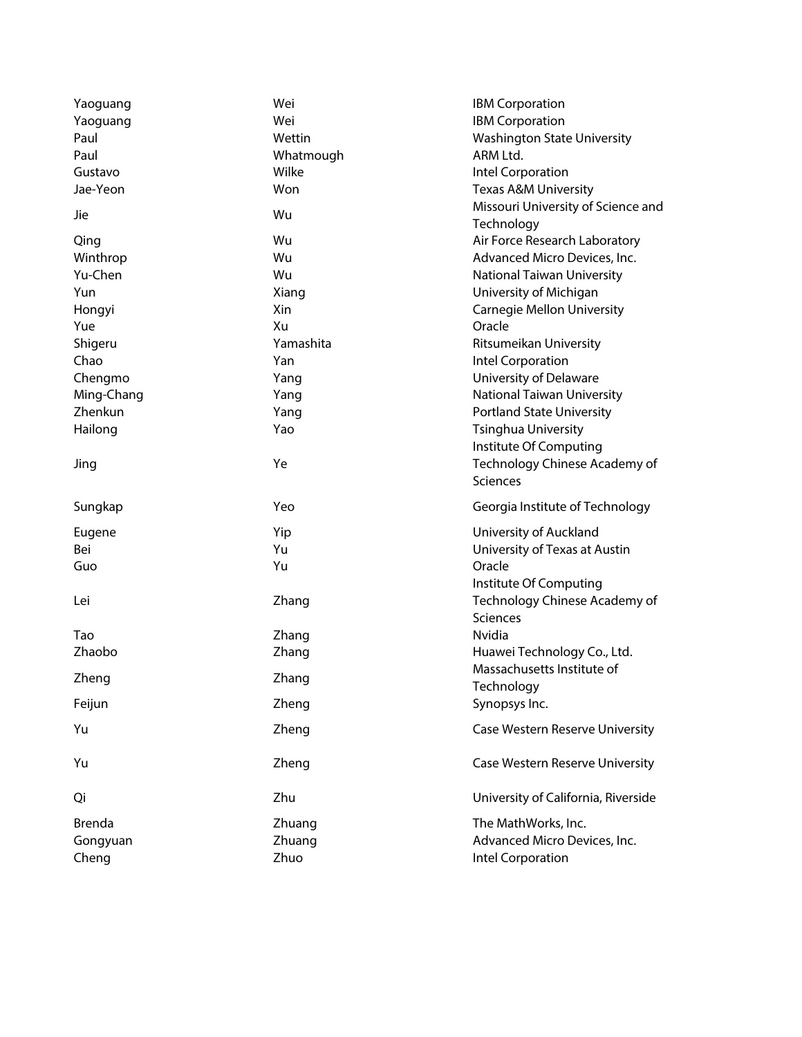| | | |
|---|---|---|
| Yaoguang | Wei | IBM Corporation |
| Yaoguang | Wei | IBM Corporation |
| Paul | Wettin | Washington State University |
| Paul | Whatmough | ARM Ltd. |
| Gustavo | Wilke | Intel Corporation |
| Jae-Yeon | Won | Texas A&M University |
| Jie | Wu | Missouri University of Science and Technology |
| Qing | Wu | Air Force Research Laboratory |
| Winthrop | Wu | Advanced Micro Devices, Inc. |
| Yu-Chen | Wu | National Taiwan University |
| Yun | Xiang | University of Michigan |
| Hongyi | Xin | Carnegie Mellon University |
| Yue | Xu | Oracle |
| Shigeru | Yamashita | Ritsumeikan University |
| Chao | Yan | Intel Corporation |
| Chengmo | Yang | University of Delaware |
| Ming-Chang | Yang | National Taiwan University |
| Zhenkun | Yang | Portland State University |
| Hailong | Yao | Tsinghua University |
| Jing | Ye | Institute Of Computing Technology Chinese Academy of Sciences |
| Sungkap | Yeo | Georgia Institute of Technology |
| Eugene | Yip | University of Auckland |
| Bei | Yu | University of Texas at Austin |
| Guo | Yu | Oracle |
| Lei | Zhang | Institute Of Computing Technology Chinese Academy of Sciences |
| Tao | Zhang | Nvidia |
| Zhaobo | Zhang | Huawei Technology Co., Ltd. |
| Zheng | Zhang | Massachusetts Institute of Technology |
| Feijun | Zheng | Synopsys Inc. |
| Yu | Zheng | Case Western Reserve University |
| Yu | Zheng | Case Western Reserve University |
| Qi | Zhu | University of California, Riverside |
| Brenda | Zhuang | The MathWorks, Inc. |
| Gongyuan | Zhuang | Advanced Micro Devices, Inc. |
| Cheng | Zhuo | Intel Corporation |